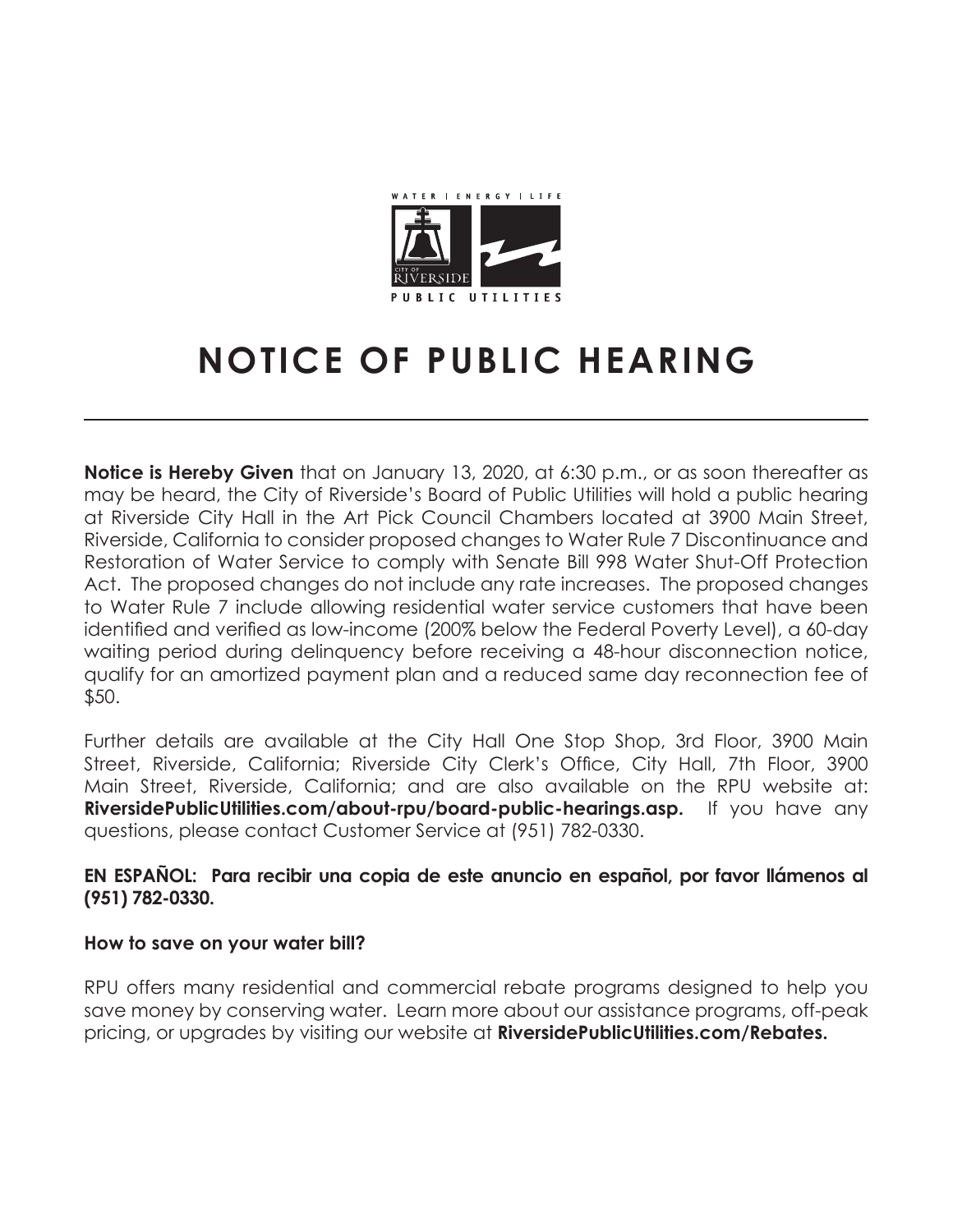# NOTICE OF PUBLIC HEARING

**Notice is Hereby Given** that on January 13, 2020, at 6:30 p.m., or as soon thereafter as may be heard, the City of Riverside's Board of Public Utilities will hold a public hearing at Riverside City Hall in the Art Pick Council Chambers located at 3900 Main Street, Riverside, California to consider proposed changes to Water Rule 7 Discontinuance and Restoration of Water Service to comply with Senate Bill 998 Water Shut-Off Protection Act. The proposed changes do not include any rate increases. The proposed changes to Water Rule 7 include allowing residential water service customers that have been identified and verified as low-income (200% below the Federal Poverty Level), a 60-day waiting period during delinquency before receiving a 48-hour disconnection notice, qualify for an amortized payment plan and a reduced same day reconnection fee of $50.

Further details are available at the City Hall One Stop Shop, 3rd Floor, 3900 Main Street, Riverside, California; Riverside City Clerk's Office, City Hall, 7th Floor, 3900 Main Street, Riverside, California; and are also available on the RPU website at: **RiversidePublicUtilities.com/about-rpu/board-public-hearings.asp.** If you have any questions, please contact Customer Service at (951) 782-0330.

**EN ESPAÑOL: Para recibir una copia de este anuncio en español, por favor llámenos al (951) 782-0330.**

**How to save on your water bill?**

RPU offers many residential and commercial rebate programs designed to help you save money by conserving water. Learn more about our assistance programs, off-peak pricing, or upgrades by visiting our website at **RiversidePublicUtilities.com/Rebates.**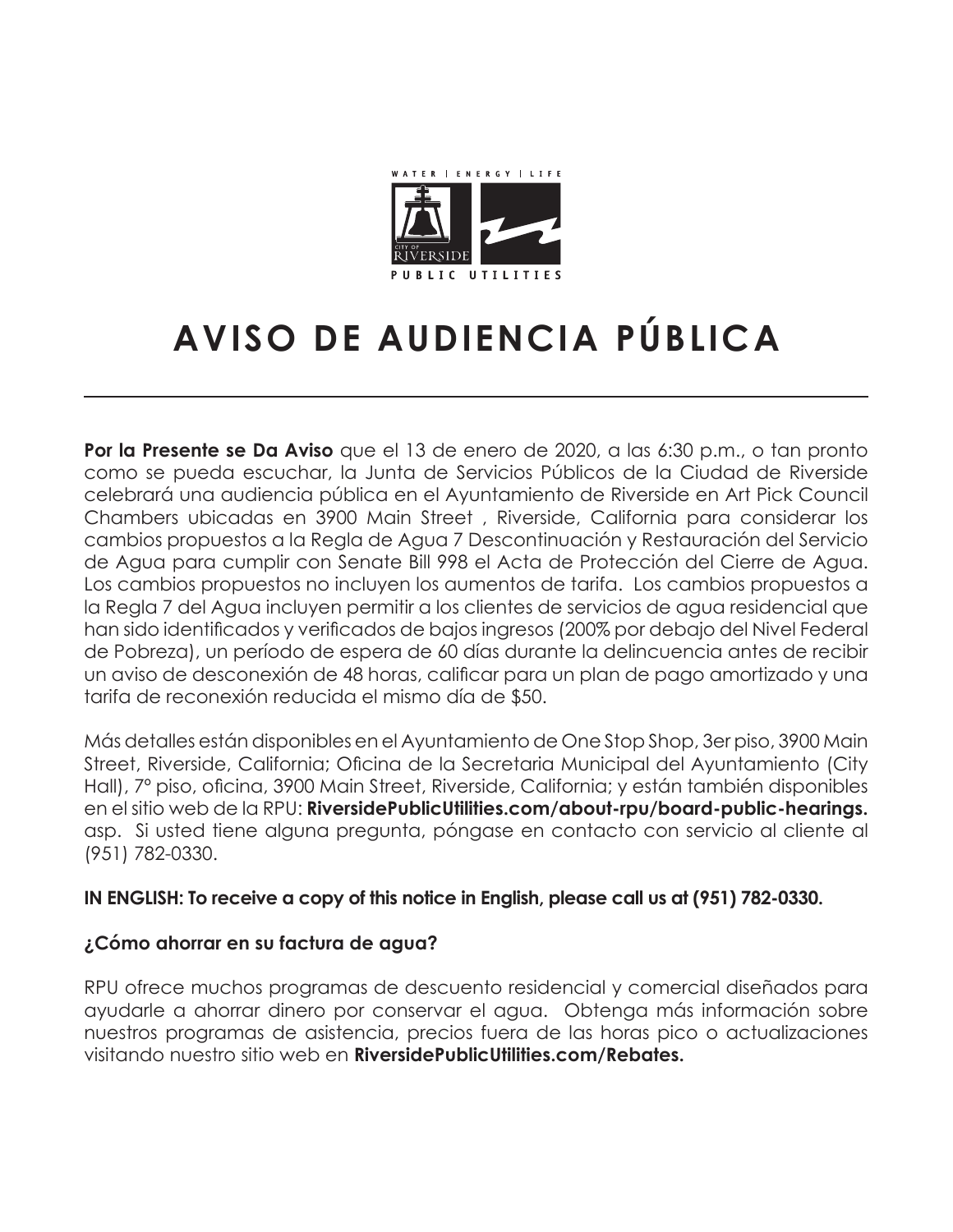WATER | ENERGY | LIFE

CITY OF RIVERSIDE

PUBLIC UTILITIES

# AVISO DE AUDIENCIA PÚBLICA

**Por la Presente se Da Aviso** que el 13 de enero de 2020, a las 6:30 p.m., o tan pronto como se pueda escuchar, la Junta de Servicios Públicos de la Ciudad de Riverside celebrará una audiencia pública en el Ayuntamiento de Riverside en Art Pick Council Chambers ubicadas en 3900 Main Street , Riverside, California para considerar los cambios propuestos a la Regla de Agua 7 Descontinuación y Restauración del Servicio de Agua para cumplir con Senate Bill 998 el Acta de Protección del Cierre de Agua. Los cambios propuestos no incluyen los aumentos de tarifa. Los cambios propuestos a la Regla 7 del Agua incluyen permitir a los clientes de servicios de agua residencial que han sido identificados y verificados de bajos ingresos (200% por debajo del Nivel Federal de Pobreza), un período de espera de 60 días durante la delincuencia antes de recibir un aviso de desconexión de 48 horas, calificar para un plan de pago amortizado y una tarifa de reconexión reducida el mismo día de $50.

Más detalles están disponibles en el Ayuntamiento de One Stop Shop, 3er piso, 3900 Main Street, Riverside, California; Oficina de la Secretaria Municipal del Ayuntamiento (City Hall), 7º piso, oficina, 3900 Main Street, Riverside, California; y están también disponibles en el sitio web de la RPU: **RiversidePublicUtilities.com/about-rpu/board-public-hearings.**asp. Si usted tiene alguna pregunta, póngase en contacto con servicio al cliente al (951) 782-0330.

**IN ENGLISH: To receive a copy of this notice in English, please call us at (951) 782-0330.**

**¿Cómo ahorrar en su factura de agua?**

RPU ofrece muchos programas de descuento residencial y comercial diseñados para ayudarle a ahorrar dinero por conservar el agua. Obtenga más información sobre nuestros programas de asistencia, precios fuera de las horas pico o actualizaciones visitando nuestro sitio web en **RiversidePublicUtilities.com/Rebates.**